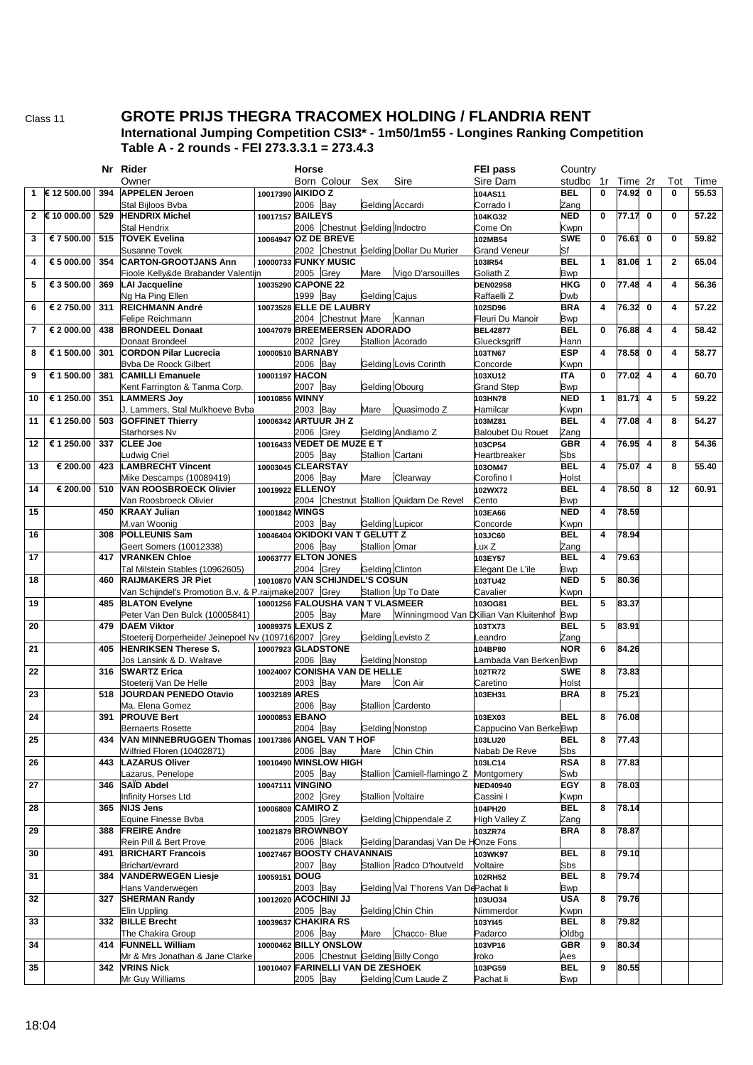Class 11

# GROTE PRIJS THEGRA TRACOMEX HOLDING / FLANDRIA RENT

### International Jumping Competition CSI3* - 1m50/1m55 - Longines Ranking Competition
### Table A - 2 rounds - FEI 273.3.3.1 = 273.4.3

| | | Nr | Rider / Owner | | Horse Born Colour Sex Sire | FEI pass / Sire Dam | Country / studbo | 1r | Time | 2r | Tot | Time |
|---|---|---|---|---|---|---|---|---|---|---|---|---|
| 1 | € 12 500.00 | 394 | **APPELEN Jeroen** / Stal Bijloos Bvba | 10017390 | **AIKIDO Z** / 2006 Bay Gelding Accardi | 104AS11 / Corrado I | BEL / Zang | 0 | 74.92 | 0 | 0 | 55.53 |
| 2 | € 10 000.00 | 529 | **HENDRIX Michel** / Stal Hendrix | 10017157 | **BAILEYS** / 2006 Chestnut Gelding Indoctro | 104KG32 / Come On | NED / Kwpn | 0 | 77.17 | 0 | 0 | 57.22 |
| 3 | € 7 500.00 | 515 | **TOVEK Evelina** / Susanne Tovek | 10064947 | **OZ DE BREVE** / 2002 Chestnut Gelding Dollar Du Murier | 102MB54 / Grand Veneur | SWE / Sf | 0 | 76.61 | 0 | 0 | 59.82 |
| 4 | € 5 000.00 | 354 | **CARTON-GROOTJANS Ann** / Fioole Kelly&de Brabander Valentijn | 10000733 | **FUNKY MUSIC** / 2005 Grey Mare Vigo D'arsouilles | 103IR54 / Goliath Z | BEL / Bwp | 1 | 81.06 | 1 | 2 | 65.04 |
| 5 | € 3 500.00 | 369 | **LAI Jacqueline** / Ng Ha Ping Ellen | 10035290 | **CAPONE 22** / 1999 Bay Gelding Cajus | DEN02958 / Raffaelli Z | HKG / Dwb | 0 | 77.48 | 4 | 4 | 56.36 |
| 6 | € 2 750.00 | 311 | **REICHMANN André** / Felipe Reichmann | 10073528 | **ELLE DE LAUBRY** / 2004 Chestnut Mare Kannan | 102SD96 / Fleuri Du Manoir | BRA / Bwp | 4 | 76.32 | 0 | 4 | 57.22 |
| 7 | € 2 000.00 | 438 | **BRONDEEL Donaat** / Donaat Brondeel | 10047079 | **BREEMEERSEN ADORADO** / 2002 Grey Stallion Acorado | BEL42877 / Gluecksgriff | BEL / Hann | 0 | 76.88 | 4 | 4 | 58.42 |
| 8 | € 1 500.00 | 301 | **CORDON Pilar Lucrecia** / Bvba De Roock Gilbert | 10000510 | **BARNABY** / 2006 Bay Gelding Lovis Corinth | 103TN67 / Concorde | ESP / Kwpn | 4 | 78.58 | 0 | 4 | 58.77 |
| 9 | € 1 500.00 | 381 | **CAMILLI Emanuele** / Kent Farrington & Tanma Corp. | 10001197 | **HACON** / 2007 Bay Gelding Obourg | 103XU12 / Grand Step | ITA / Bwp | 0 | 77.02 | 4 | 4 | 60.70 |
| 10 | € 1 250.00 | 351 | **LAMMERS Joy** / J. Lammers, Stal Mulkhoeve Bvba | 10010856 | **WINNY** / 2003 Bay Mare Quasimodo Z | 103HN78 / Hamilcar | NED / Kwpn | 1 | 81.71 | 4 | 5 | 59.22 |
| 11 | € 1 250.00 | 503 | **GOFFINET Thierry** / Starhorses Nv | 10006342 | **ARTUUR JH Z** / 2006 Grey Gelding Andiamo Z | 103MZ81 / Baloubet Du Rouet | BEL / Zang | 4 | 77.08 | 4 | 8 | 54.27 |
| 12 | € 1 250.00 | 337 | **CLEE Joe** / Ludwig Criel | 10016433 | **VEDET DE MUZE E T** / 2005 Bay Stallion Cartani | 103CP54 / Heartbreaker | GBR / Sbs | 4 | 76.95 | 4 | 8 | 54.36 |
| 13 | € 200.00 | 423 | **LAMBRECHT Vincent** / Mike Descamps (10089419) | 10003045 | **CLEARSTAY** / 2006 Bay Mare Clearway | 103OM47 / Corofino I | BEL / Holst | 4 | 75.07 | 4 | 8 | 55.40 |
| 14 | € 200.00 | 510 | **VAN ROOSBROECK Olivier** / Van Roosbroeck Olivier | 10019922 | **ELLENOY** / 2004 Chestnut Stallion Quidam De Revel | 102WX72 / Cento | BEL / Bwp | 4 | 78.50 | 8 | 12 | 60.91 |
| 15 | | 450 | **KRAAY Julian** / M.van Woonig | 10001842 | **WINGS** / 2003 Bay Gelding Lupicor | 103EA66 / Concorde | NED / Kwpn | 4 | 78.59 | | | |
| 16 | | 308 | **POLLEUNIS Sam** / Geert Somers (10012338) | 10046404 | **OKIDOKI VAN T GELUTT Z** / 2006 Bay Stallion Omar | 103JC60 / Lux Z | BEL / Zang | 4 | 78.94 | | | |
| 17 | | 417 | **VRANKEN Chloe** / Tal Milstein Stables (10962605) | 10063777 | **ELTON JONES** / 2004 Grey Gelding Clinton | 103EY57 / Elegant De L'ile | BEL / Bwp | 4 | 79.63 | | | |
| 18 | | 460 | **RAIJMAKERS JR Piet** / Van Schijndel's Promotion B.v. & P.raijmake | 10010870 | **VAN SCHIJNDEL'S COSUN** / 2007 Grey Stallion Up To Date | 103TU42 / Cavalier | NED / Kwpn | 5 | 80.36 | | | |
| 19 | | 485 | **BLATON Evelyne** / Peter Van Den Bulck (10005841) | 10001256 | **FALOUSHA VAN T VLASMEER** / 2005 Bay Mare Winningmood Van D | 103OG81 / Kilian Van Kluitenhof | BEL / Bwp | 5 | 83.37 | | | |
| 20 | | 479 | **DAEM Viktor** / Stoeterij Dorperheide/ Jeinepoel Nv (109716 | 10089375 | **LEXUS Z** / 2007 Grey Gelding Levisto Z | 103TX73 / Leandro | BEL / Zang | 5 | 83.91 | | | |
| 21 | | 405 | **HENRIKSEN Therese S.** / Jos Lansink & D. Walrave | 10007923 | **GLADSTONE** / 2006 Bay Gelding Nonstop | 104BP80 / Lambada Van Berken | NOR / Bwp | 6 | 84.26 | | | |
| 22 | | 316 | **SWARTZ Erica** / Stoeterij Van De Helle | 10024007 | **CONISHA VAN DE HELLE** / 2003 Bay Mare Con Air | 102TR72 / Caretino | SWE / Holst | 8 | 73.83 | | | |
| 23 | | 518 | **JOURDAN PENEDO Otavio** / Ma. Elena Gomez | 10032189 | **ARES** / 2006 Bay Stallion Cardento | 103EH31 | BRA | 8 | 75.21 | | | |
| 24 | | 391 | **PROUVE Bert** / Bernaerts Rosette | 10000853 | **EBANO** / 2004 Bay Gelding Nonstop | 103EX03 / Cappucino Van Berke | BEL / Bwp | 8 | 76.08 | | | |
| 25 | | 434 | **VAN MINNEBRUGGEN Thomas** / Wilfried Floren (10402871) | 10017386 | **ANGEL VAN T HOF** / 2006 Bay Mare Chin Chin | 103LU20 / Nabab De Reve | BEL / Sbs | 8 | 77.43 | | | |
| 26 | | 443 | **LAZARUS Oliver** / Lazarus, Penelope | 10010490 | **WINSLOW HIGH** / 2005 Bay Stallion Camiell-flamingo Z | 103LC14 / Montgomery | RSA / Swb | 8 | 77.83 | | | |
| 27 | | 346 | **SAÏD Abdel** / Infinity Horses Ltd | 10047111 | **VINGINO** / 2002 Grey Stallion Voltaire | NED40940 / Cassini I | EGY / Kwpn | 8 | 78.03 | | | |
| 28 | | 365 | **NIJS Jens** / Equine Finesse Bvba | 10006808 | **CAMIRO Z** / 2005 Grey Gelding Chippendale Z | 104PH20 / High Valley Z | BEL / Zang | 8 | 78.14 | | | |
| 29 | | 388 | **FREIRE Andre** / Rein Pill & Bert Prove | 10021879 | **BROWNBOY** / 2006 Black Gelding Darandasj Van De H | 103ZR74 / Onze Fons | BRA | 8 | 78.87 | | | |
| 30 | | 491 | **BRICHART Francois** / Brichart/evrard | 10027467 | **BOOSTY CHAVANNAIS** / 2007 Bay Stallion Radco D'houtveld | 103WK97 / Voltaire | BEL / Sbs | 8 | 79.10 | | | |
| 31 | | 384 | **VANDERWEGEN Liesje** / Hans Vanderwegen | 10059151 | **DOUG** / 2003 Bay Gelding Val T'horens Van De | 102RH52 / Pachat Ii | BEL / Bwp | 8 | 79.74 | | | |
| 32 | | 327 | **SHERMAN Randy** / Elin Uppling | 10012020 | **ACOCHINI JJ** / 2005 Bay Gelding Chin Chin | 103UO34 / Nimmerdor | USA / Kwpn | 8 | 79.76 | | | |
| 33 | | 332 | **BILLE Brecht** / The Chakira Group | 10039637 | **CHAKIRA RS** / 2006 Bay Mare Chacco- Blue | 103YI45 / Padarco | BEL / Oldbg | 8 | 79.82 | | | |
| 34 | | 414 | **FUNNELL William** / Mr & Mrs Jonathan & Jane Clarke | 10000462 | **BILLY ONSLOW** / 2006 Chestnut Gelding Billy Congo | 103VP16 / Iroko | GBR / Aes | 9 | 80.34 | | | |
| 35 | | 342 | **VRINS Nick** / Mr Guy Williams | 10010407 | **FARINELLI VAN DE ZESHOEK** / 2005 Bay Gelding Cum Laude Z | 103PG59 / Pachat Ii | BEL / Bwp | 9 | 80.55 | | | |

18:04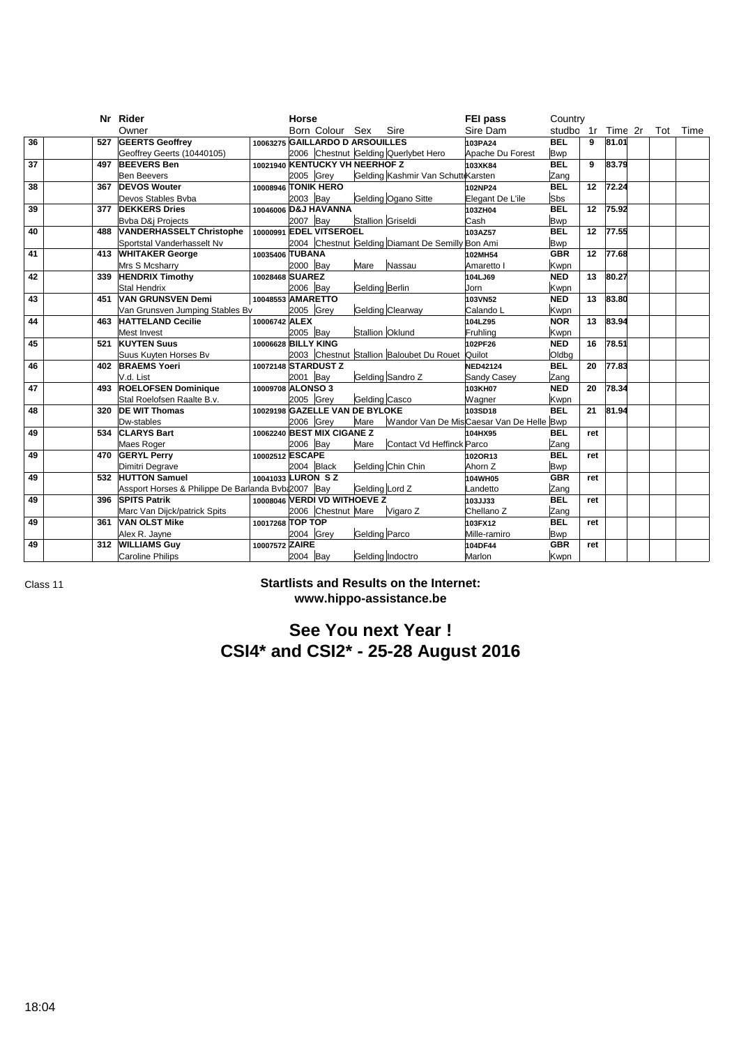| | | Nr | Rider | | Horse | | | | | FEI pass | Country | | | | | |
|---|---|---|---|---|---|---|---|---|---|---|---|---|---|---|---|---|
| | | | Owner | | Born | Colour | Sex | Sire | | Sire Dam | studbo | 1r | Time | 2r | Tot | Time |
| 36 | | 527 | GEERTS Geoffrey | 10063275 | GAILLARDO D ARSOUILLES | | | | | 103PA24 | BEL | 9 | 81.01 | | | |
| | | | Geoffrey Geerts (10440105) | | 2006 | Chestnut | Gelding | Querlybet Hero | | Apache Du Forest | Bwp | | | | | |
| 37 | | 497 | BEEVERS Ben | 10021940 | KENTUCKY VH NEERHOF Z | | | | | 103XK84 | BEL | 9 | 83.79 | | | |
| | | | Ben Beevers | | 2005 | Grey | Gelding | Kashmir Van Schutt | | Karsten | Zang | | | | | |
| 38 | | 367 | DEVOS Wouter | 10008946 | TONIK HERO | | | | | 102NP24 | BEL | 12 | 72.24 | | | |
| | | | Devos Stables Bvba | | 2003 | Bay | Gelding | Ogano Sitte | | Elegant De L'ile | Sbs | | | | | |
| 39 | | 377 | DEKKERS Dries | 10046006 | D&J HAVANNA | | | | | 103ZH04 | BEL | 12 | 75.92 | | | |
| | | | Bvba D&j Projects | | 2007 | Bay | Stallion | Griseldi | | Cash | Bwp | | | | | |
| 40 | | 488 | VANDERHASSELT Christophe | 10000991 | EDEL VITSEROEL | | | | | 103AZ57 | BEL | 12 | 77.55 | | | |
| | | | Sportstal Vanderhasselt Nv | | 2004 | Chestnut | Gelding | Diamant De Semilly | | Bon Ami | Bwp | | | | | |
| 41 | | 413 | WHITAKER George | 10035406 | TUBANA | | | | | 102MH54 | GBR | 12 | 77.68 | | | |
| | | | Mrs S Mcsharry | | 2000 | Bay | Mare | Nassau | | Amaretto I | Kwpn | | | | | |
| 42 | | 339 | HENDRIX Timothy | 10028468 | SUAREZ | | | | | 104LJ69 | NED | 13 | 80.27 | | | |
| | | | Stal Hendrix | | 2006 | Bay | Gelding | Berlin | | Jorn | Kwpn | | | | | |
| 43 | | 451 | VAN GRUNSVEN Demi | 10048553 | AMARETTO | | | | | 103VN52 | NED | 13 | 83.80 | | | |
| | | | Van Grunsven Jumping Stables Bv | | 2005 | Grey | Gelding | Clearway | | Calando L | Kwpn | | | | | |
| 44 | | 463 | HATTELAND Cecilie | 10006742 | ALEX | | | | | 104LZ95 | NOR | 13 | 83.94 | | | |
| | | | Mest Invest | | 2005 | Bay | Stallion | Oklund | | Fruhling | Kwpn | | | | | |
| 45 | | 521 | KUYTEN Suus | 10006628 | BILLY KING | | | | | 102PF26 | NED | 16 | 78.51 | | | |
| | | | Suus Kuyten Horses Bv | | 2003 | Chestnut | Stallion | Baloubet Du Rouet | | Quilot | Oldbg | | | | | |
| 46 | | 402 | BRAEMS Yoeri | 10072148 | STARDUST Z | | | | | NED42124 | BEL | 20 | 77.83 | | | |
| | | | V.d. List | | 2001 | Bay | Gelding | Sandro Z | | Sandy Casey | Zang | | | | | |
| 47 | | 493 | ROELOFSEN Dominique | 10009708 | ALONSO 3 | | | | | 103KH07 | NED | 20 | 78.34 | | | |
| | | | Stal Roelofsen Raalte B.v. | | 2005 | Grey | Gelding | Casco | | Wagner | Kwpn | | | | | |
| 48 | | 320 | DE WIT Thomas | 10029198 | GAZELLE VAN DE BYLOKE | | | | | 103SD18 | BEL | 21 | 81.94 | | | |
| | | | Dw-stables | | 2006 | Grey | Mare | Wandor Van De Mis | | Caesar Van De Helle | Bwp | | | | | |
| 49 | | 534 | CLARYS Bart | 10062240 | BEST MIX CIGANE Z | | | | | 104HX95 | BEL | ret | | | | |
| | | | Maes Roger | | 2006 | Bay | Mare | Contact Vd Heffinck | | Parco | Zang | | | | | |
| 49 | | 470 | GERYL Perry | 10002512 | ESCAPE | | | | | 102OR13 | BEL | ret | | | | |
| | | | Dimitri Degrave | | 2004 | Black | Gelding | Chin Chin | | Ahorn Z | Bwp | | | | | |
| 49 | | 532 | HUTTON Samuel | 10041033 | LURON S Z | | | | | 104WH05 | GBR | ret | | | | |
| | | | Assport Horses & Philippe De Barlanda Bvba | | 2007 | Bay | Gelding | Lord Z | | Landetto | Zang | | | | | |
| 49 | | 396 | SPITS Patrik | 10008046 | VERDI VD WITHOEVE Z | | | | | 103JJ33 | BEL | ret | | | | |
| | | | Marc Van Dijck/patrick Spits | | 2006 | Chestnut | Mare | Vigaro Z | | Chellano Z | Zang | | | | | |
| 49 | | 361 | VAN OLST Mike | 10017268 | TOP TOP | | | | | 103FX12 | BEL | ret | | | | |
| | | | Alex R. Jayne | | 2004 | Grey | Gelding | Parco | | Mille-ramiro | Bwp | | | | | |
| 49 | | 312 | WILLIAMS Guy | 10007572 | ZAIRE | | | | | 104DF44 | GBR | ret | | | | |
| | | | Caroline Philips | | 2004 | Bay | Gelding | Indoctro | | Marlon | Kwpn | | | | | |

Class 11

**Startlists and Results on the Internet:**
**www.hippo-assistance.be**

## See You next Year !
## CSI4* and CSI2* - 25-28 August 2016

18:04